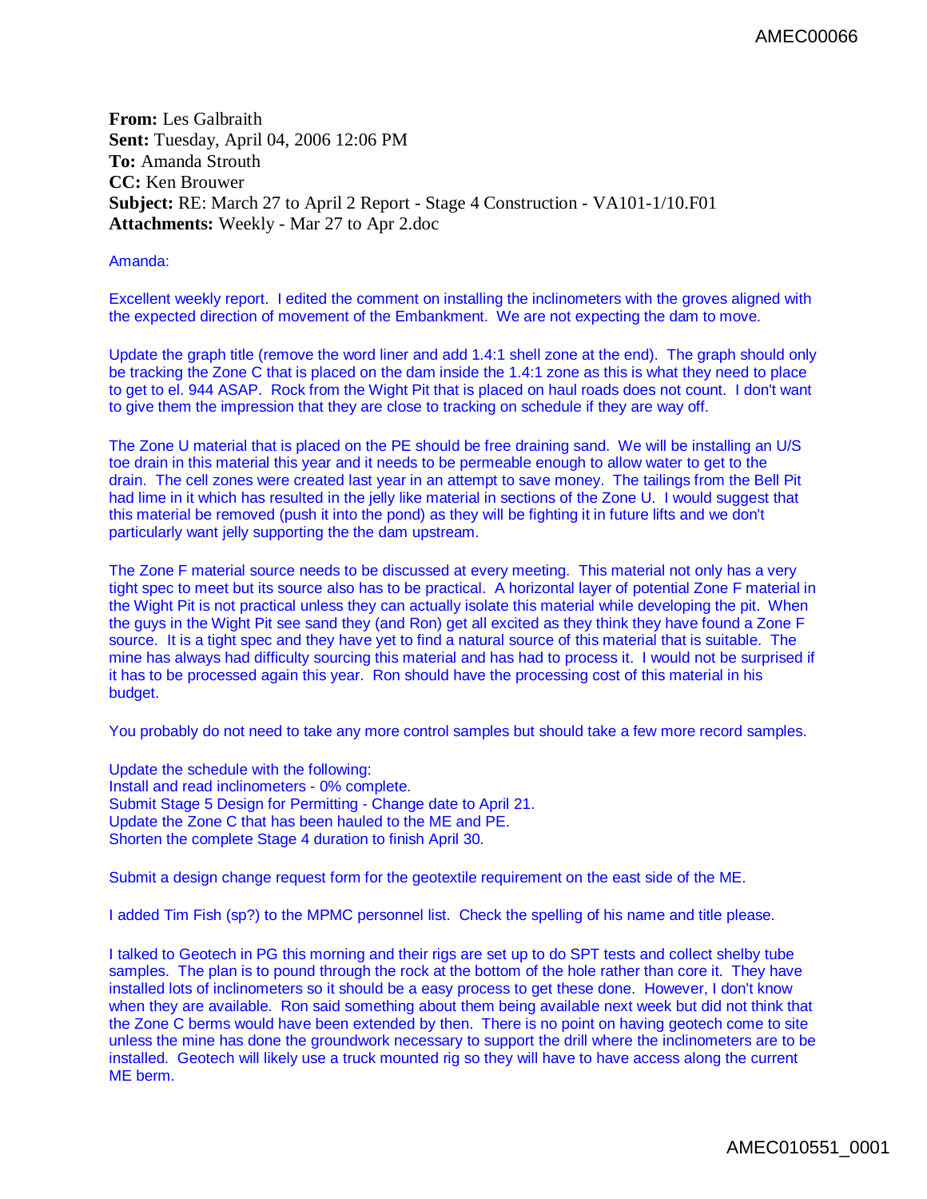**From:** Les Galbraith
**Sent:** Tuesday, April 04, 2006 12:06 PM
**To:** Amanda Strouth
**CC:** Ken Brouwer
**Subject:** RE: March 27 to April 2 Report - Stage 4 Construction - VA101-1/10.F01
**Attachments:** Weekly - Mar 27 to Apr 2.doc

Amanda:

Excellent weekly report. I edited the comment on installing the inclinometers with the groves aligned with the expected direction of movement of the Embankment. We are not expecting the dam to move.

Update the graph title (remove the word liner and add 1.4:1 shell zone at the end). The graph should only be tracking the Zone C that is placed on the dam inside the 1.4:1 zone as this is what they need to place to get to el. 944 ASAP. Rock from the Wight Pit that is placed on haul roads does not count. I don't want to give them the impression that they are close to tracking on schedule if they are way off.

The Zone U material that is placed on the PE should be free draining sand. We will be installing an U/S toe drain in this material this year and it needs to be permeable enough to allow water to get to the drain. The cell zones were created last year in an attempt to save money. The tailings from the Bell Pit had lime in it which has resulted in the jelly like material in sections of the Zone U. I would suggest that this material be removed (push it into the pond) as they will be fighting it in future lifts and we don't particularly want jelly supporting the the dam upstream.

The Zone F material source needs to be discussed at every meeting. This material not only has a very tight spec to meet but its source also has to be practical. A horizontal layer of potential Zone F material in the Wight Pit is not practical unless they can actually isolate this material while developing the pit. When the guys in the Wight Pit see sand they (and Ron) get all excited as they think they have found a Zone F source. It is a tight spec and they have yet to find a natural source of this material that is suitable. The mine has always had difficulty sourcing this material and has had to process it. I would not be surprised if it has to be processed again this year. Ron should have the processing cost of this material in his budget.

You probably do not need to take any more control samples but should take a few more record samples.

Update the schedule with the following:
Install and read inclinometers - 0% complete.
Submit Stage 5 Design for Permitting - Change date to April 21.
Update the Zone C that has been hauled to the ME and PE.
Shorten the complete Stage 4 duration to finish April 30.

Submit a design change request form for the geotextile requirement on the east side of the ME.

I added Tim Fish (sp?) to the MPMC personnel list. Check the spelling of his name and title please.

I talked to Geotech in PG this morning and their rigs are set up to do SPT tests and collect shelby tube samples. The plan is to pound through the rock at the bottom of the hole rather than core it. They have installed lots of inclinometers so it should be a easy process to get these done. However, I don't know when they are available. Ron said something about them being available next week but did not think that the Zone C berms would have been extended by then. There is no point on having geotech come to site unless the mine has done the groundwork necessary to support the drill where the inclinometers are to be installed. Geotech will likely use a truck mounted rig so they will have to have access along the current ME berm.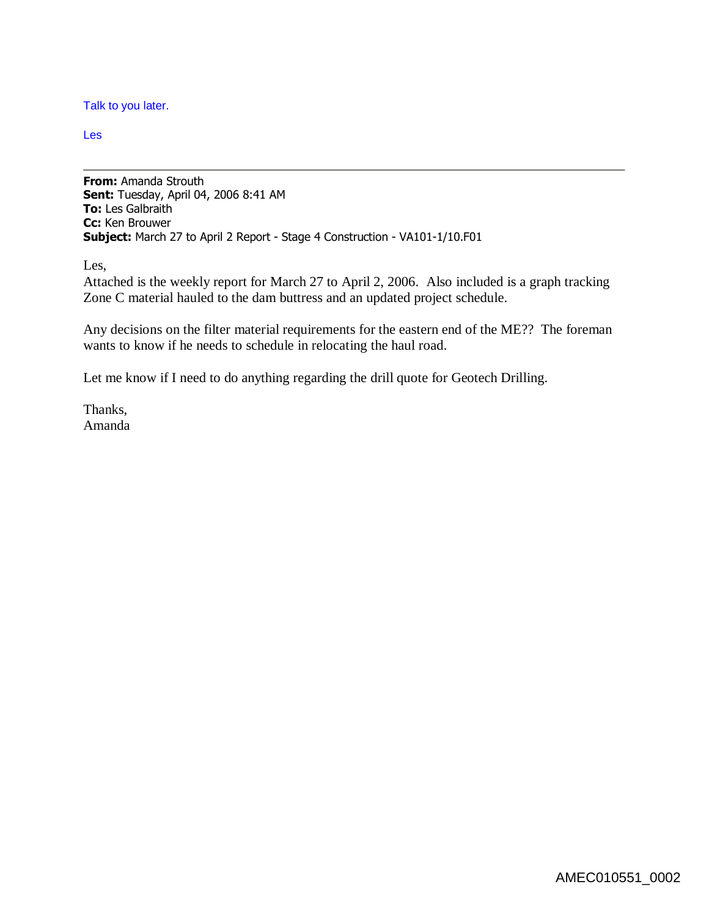Talk to you later.

Les

---

**From:** Amanda Strouth
**Sent:** Tuesday, April 04, 2006 8:41 AM
**To:** Les Galbraith
**Cc:** Ken Brouwer
**Subject:** March 27 to April 2 Report - Stage 4 Construction - VA101-1/10.F01

Les,
Attached is the weekly report for March 27 to April 2, 2006. Also included is a graph tracking Zone C material hauled to the dam buttress and an updated project schedule.

Any decisions on the filter material requirements for the eastern end of the ME?? The foreman wants to know if he needs to schedule in relocating the haul road.

Let me know if I need to do anything regarding the drill quote for Geotech Drilling.

Thanks,
Amanda

AMEC010551_0002